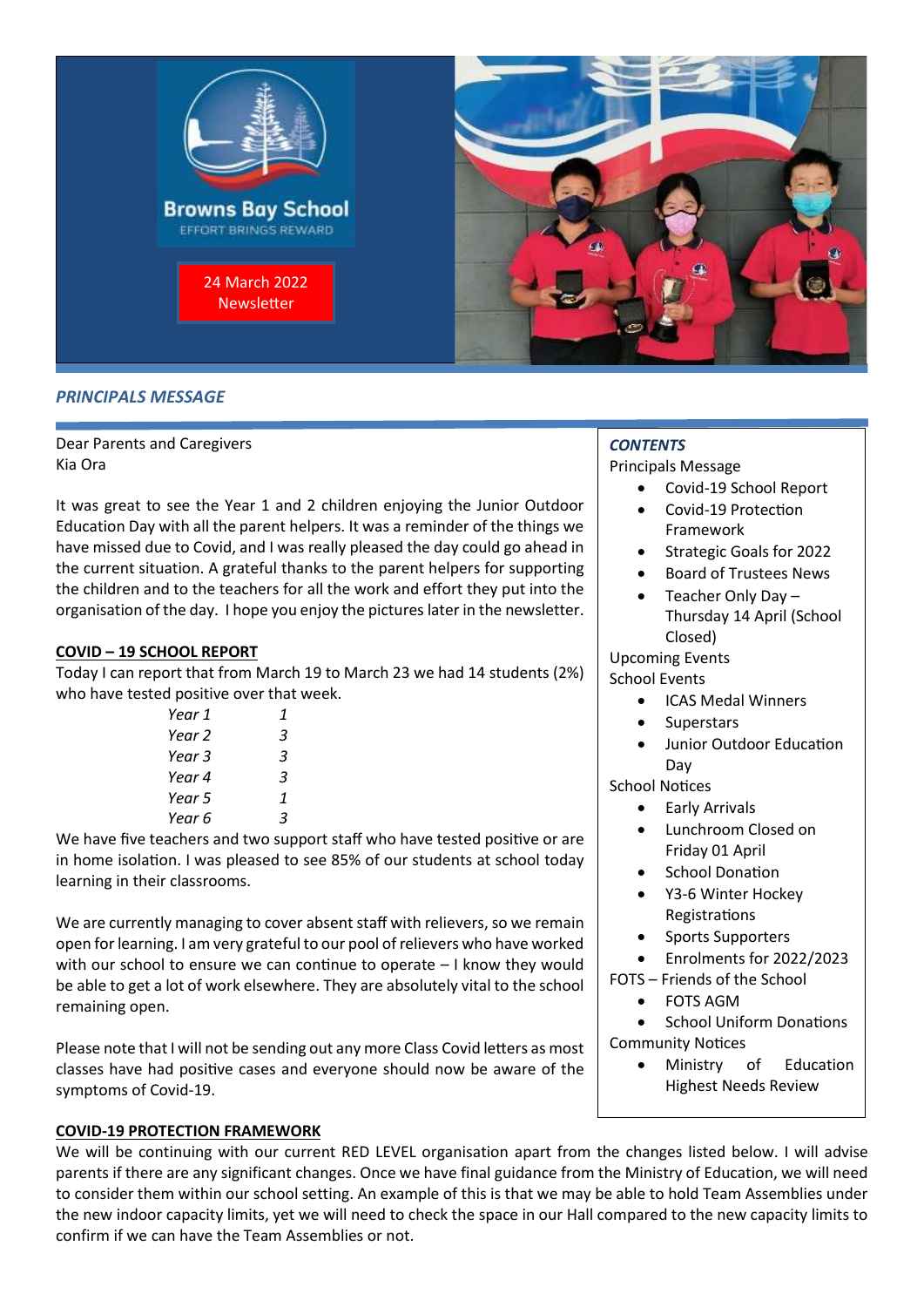Browns Bay School

EFFORT BRINGS REWARD

24 March 2022 Newsletter

## *PRINCIPALS MESSAGE*

Dear Parents and Caregivers
Kia Ora

It was great to see the Year 1 and 2 children enjoying the Junior Outdoor Education Day with all the parent helpers. It was a reminder of the things we have missed due to Covid, and I was really pleased the day could go ahead in the current situation. A grateful thanks to the parent helpers for supporting the children and to the teachers for all the work and effort they put into the organisation of the day. I hope you enjoy the pictures later in the newsletter.

### *CONTENTS*

Principals Message

- Covid-19 School Report
- Covid-19 Protection Framework
- Strategic Goals for 2022
- Board of Trustees News
- Teacher Only Day – Thursday 14 April (School Closed)

Upcoming Events

School Events

- ICAS Medal Winners
- Superstars
- Junior Outdoor Education Day

School Notices

- Early Arrivals
- Lunchroom Closed on Friday 01 April
- School Donation
- Y3-6 Winter Hockey Registrations
- Sports Supporters
- Enrolments for 2022/2023

FOTS – Friends of the School

- FOTS AGM
- School Uniform Donations

Community Notices

- Ministry of Education Highest Needs Review

### COVID – 19 SCHOOL REPORT

Today I can report that from March 19 to March 23 we had 14 students (2%) who have tested positive over that week.

| | |
|---|---|
| *Year 1* | *1* |
| *Year 2* | *3* |
| *Year 3* | *3* |
| *Year 4* | *3* |
| *Year 5* | *1* |
| *Year 6* | *3* |

We have five teachers and two support staff who have tested positive or are in home isolation. I was pleased to see 85% of our students at school today learning in their classrooms.

We are currently managing to cover absent staff with relievers, so we remain open for learning. I am very grateful to our pool of relievers who have worked with our school to ensure we can continue to operate – I know they would be able to get a lot of work elsewhere. They are absolutely vital to the school remaining open.

Please note that I will not be sending out any more Class Covid letters as most classes have had positive cases and everyone should now be aware of the symptoms of Covid-19.

### COVID-19 PROTECTION FRAMEWORK

We will be continuing with our current RED LEVEL organisation apart from the changes listed below. I will advise parents if there are any significant changes. Once we have final guidance from the Ministry of Education, we will need to consider them within our school setting. An example of this is that we may be able to hold Team Assemblies under the new indoor capacity limits, yet we will need to check the space in our Hall compared to the new capacity limits to confirm if we can have the Team Assemblies or not.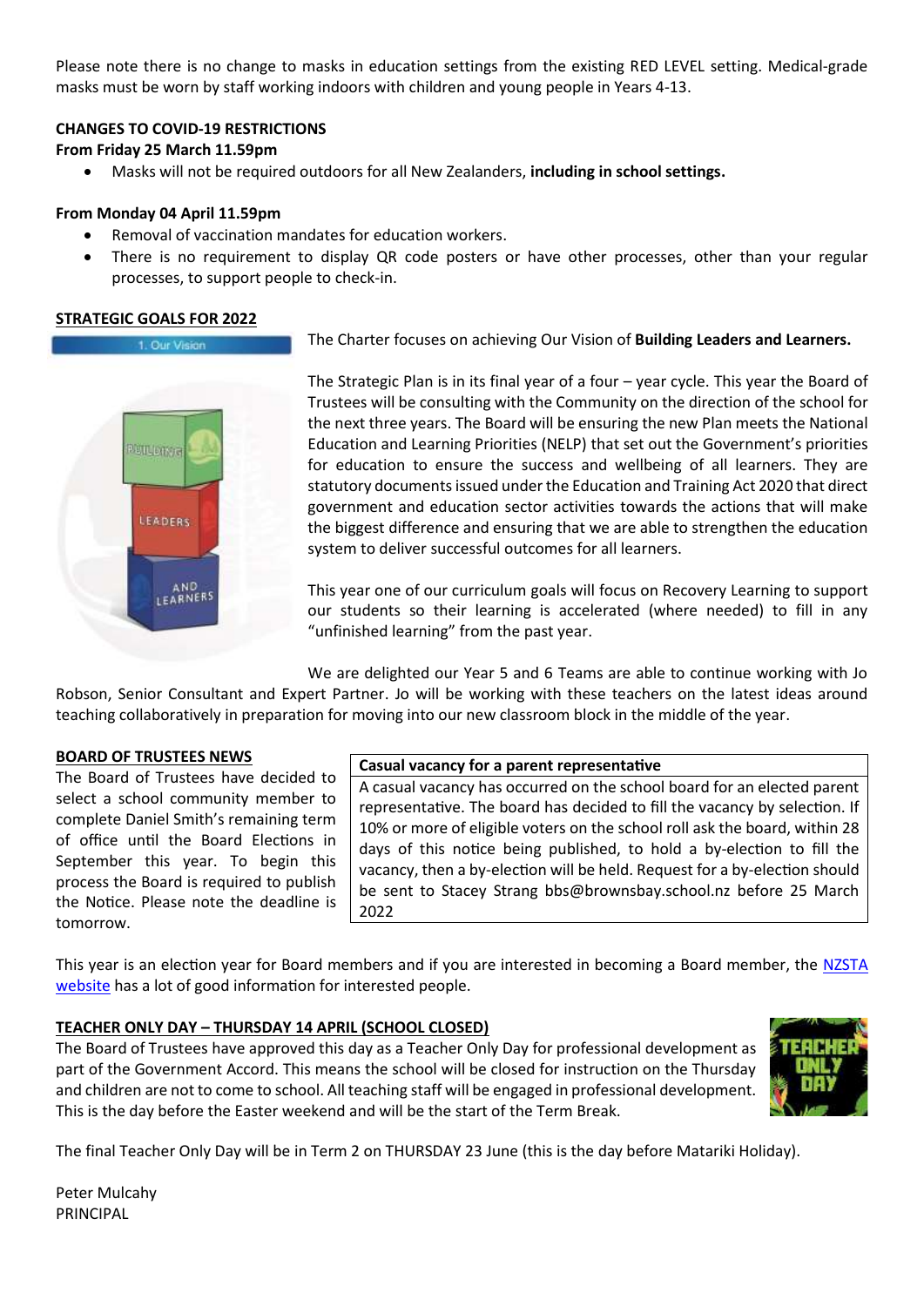Please note there is no change to masks in education settings from the existing RED LEVEL setting. Medical-grade masks must be worn by staff working indoors with children and young people in Years 4-13.

**CHANGES TO COVID-19 RESTRICTIONS**

**From Friday 25 March 11.59pm**

- Masks will not be required outdoors for all New Zealanders, **including in school settings.**

**From Monday 04 April 11.59pm**

- Removal of vaccination mandates for education workers.
- There is no requirement to display QR code posters or have other processes, other than your regular processes, to support people to check-in.

## STRATEGIC GOALS FOR 2022

The Charter focuses on achieving Our Vision of **Building Leaders and Learners.**

The Strategic Plan is in its final year of a four – year cycle. This year the Board of Trustees will be consulting with the Community on the direction of the school for the next three years. The Board will be ensuring the new Plan meets the National Education and Learning Priorities (NELP) that set out the Government's priorities for education to ensure the success and wellbeing of all learners. They are statutory documents issued under the Education and Training Act 2020 that direct government and education sector activities towards the actions that will make the biggest difference and ensuring that we are able to strengthen the education system to deliver successful outcomes for all learners.

This year one of our curriculum goals will focus on Recovery Learning to support our students so their learning is accelerated (where needed) to fill in any "unfinished learning" from the past year.

We are delighted our Year 5 and 6 Teams are able to continue working with Jo Robson, Senior Consultant and Expert Partner. Jo will be working with these teachers on the latest ideas around teaching collaboratively in preparation for moving into our new classroom block in the middle of the year.

## BOARD OF TRUSTEES NEWS

The Board of Trustees have decided to select a school community member to complete Daniel Smith's remaining term of office until the Board Elections in September this year. To begin this process the Board is required to publish the Notice. Please note the deadline is tomorrow.

| Casual vacancy for a parent representative |
|---|
| A casual vacancy has occurred on the school board for an elected parent representative. The board has decided to fill the vacancy by selection. If 10% or more of eligible voters on the school roll ask the board, within 28 days of this notice being published, to hold a by-election to fill the vacancy, then a by-election will be held. Request for a by-election should be sent to Stacey Strang bbs@brownsbay.school.nz before 25 March 2022 |

This year is an election year for Board members and if you are interested in becoming a Board member, the NZSTA website has a lot of good information for interested people.

## TEACHER ONLY DAY – THURSDAY 14 APRIL (SCHOOL CLOSED)

The Board of Trustees have approved this day as a Teacher Only Day for professional development as part of the Government Accord. This means the school will be closed for instruction on the Thursday and children are not to come to school. All teaching staff will be engaged in professional development. This is the day before the Easter weekend and will be the start of the Term Break.

The final Teacher Only Day will be in Term 2 on THURSDAY 23 June (this is the day before Matariki Holiday).

Peter Mulcahy
PRINCIPAL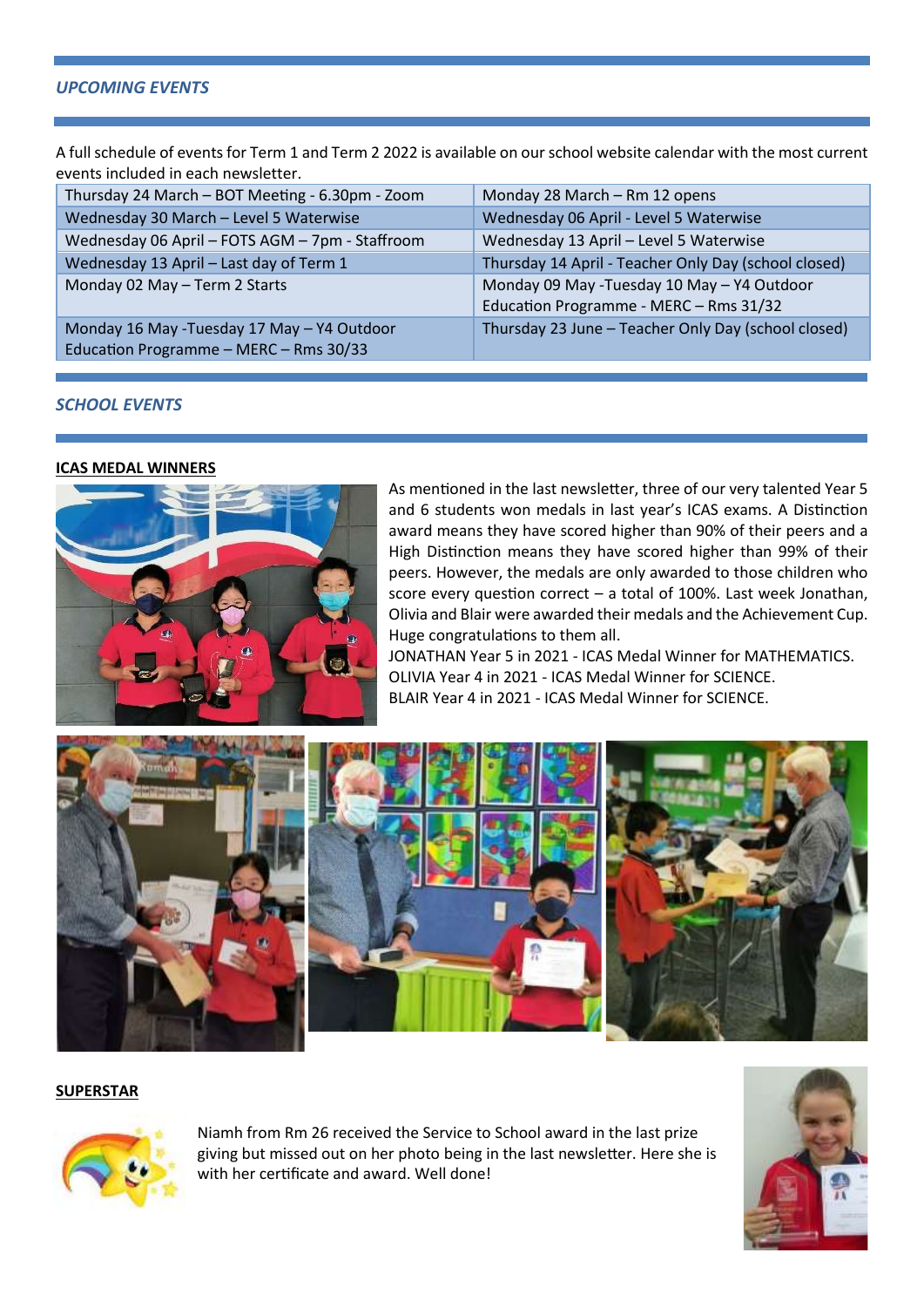## *UPCOMING EVENTS*

A full schedule of events for Term 1 and Term 2 2022 is available on our school website calendar with the most current events included in each newsletter.

| | |
|---|---|
| Thursday 24 March – BOT Meeting - 6.30pm - Zoom | Monday 28 March – Rm 12 opens |
| Wednesday 30 March – Level 5 Waterwise | Wednesday 06 April - Level 5 Waterwise |
| Wednesday 06 April – FOTS AGM – 7pm - Staffroom | Wednesday 13 April – Level 5 Waterwise |
| Wednesday 13 April – Last day of Term 1 | Thursday 14 April - Teacher Only Day (school closed) |
| Monday 02 May – Term 2 Starts | Monday 09 May -Tuesday 10 May – Y4 Outdoor Education Programme - MERC – Rms 31/32 |
| Monday 16 May -Tuesday 17 May – Y4 Outdoor Education Programme – MERC – Rms 30/33 | Thursday 23 June – Teacher Only Day (school closed) |

## *SCHOOL EVENTS*

**ICAS MEDAL WINNERS**

As mentioned in the last newsletter, three of our very talented Year 5 and 6 students won medals in last year's ICAS exams. A Distinction award means they have scored higher than 90% of their peers and a High Distinction means they have scored higher than 99% of their peers. However, the medals are only awarded to those children who score every question correct – a total of 100%. Last week Jonathan, Olivia and Blair were awarded their medals and the Achievement Cup. Huge congratulations to them all.

JONATHAN Year 5 in 2021 - ICAS Medal Winner for MATHEMATICS.
OLIVIA Year 4 in 2021 - ICAS Medal Winner for SCIENCE.
BLAIR Year 4 in 2021 - ICAS Medal Winner for SCIENCE.

**SUPERSTAR**

Niamh from Rm 26 received the Service to School award in the last prize giving but missed out on her photo being in the last newsletter. Here she is with her certificate and award. Well done!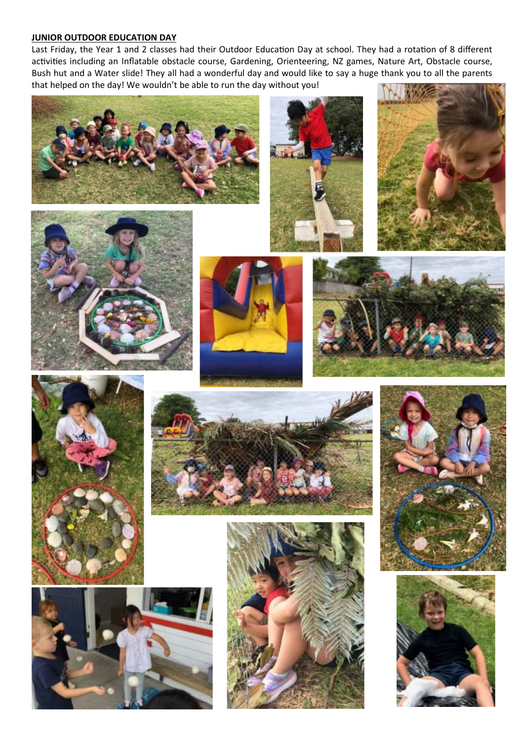**JUNIOR OUTDOOR EDUCATION DAY**

Last Friday, the Year 1 and 2 classes had their Outdoor Education Day at school. They had a rotation of 8 different activities including an Inflatable obstacle course, Gardening, Orienteering, NZ games, Nature Art, Obstacle course, Bush hut and a Water slide! They all had a wonderful day and would like to say a huge thank you to all the parents that helped on the day! We wouldn't be able to run the day without you!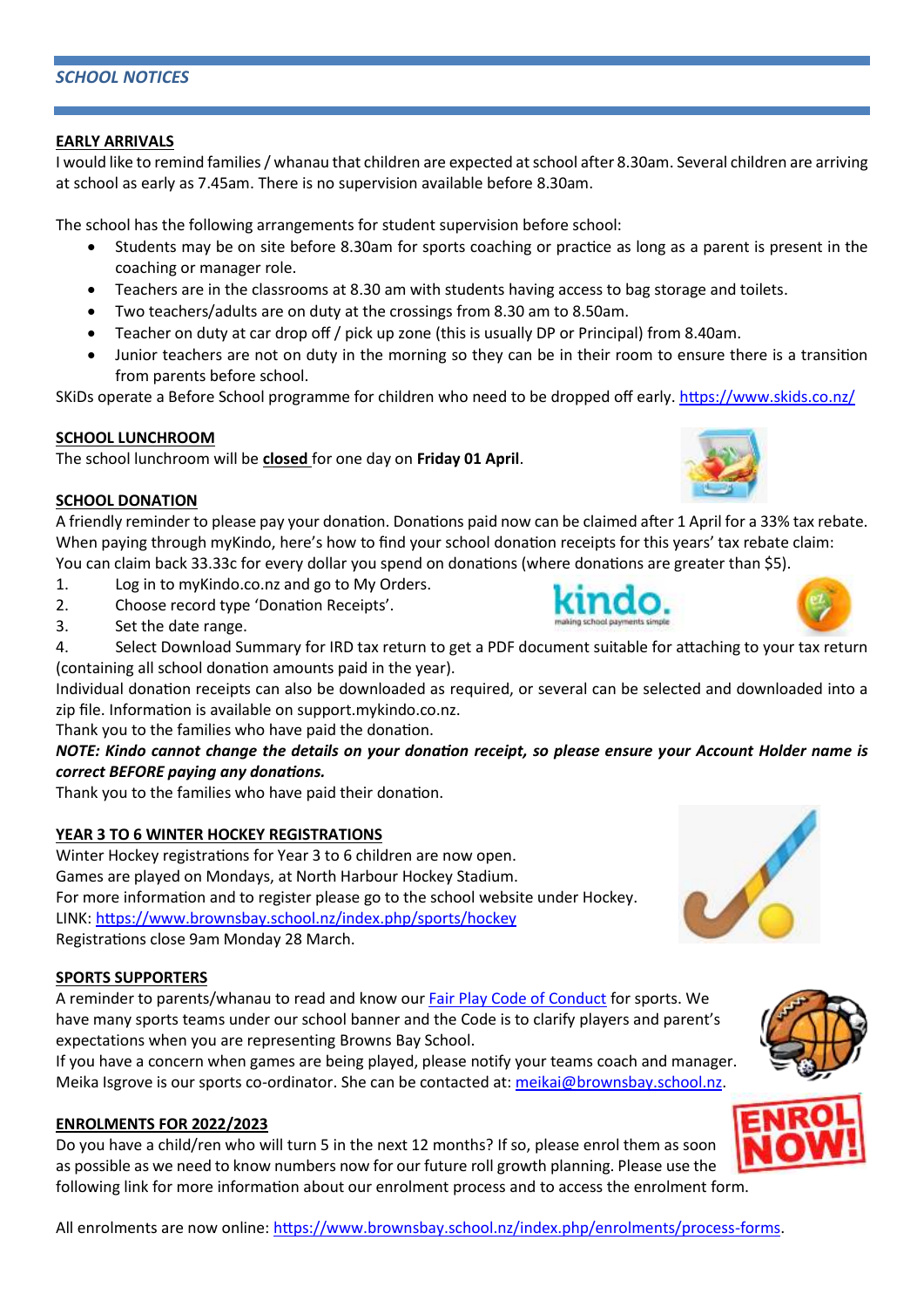## *SCHOOL NOTICES*

**EARLY ARRIVALS**

I would like to remind families / whanau that children are expected at school after 8.30am. Several children are arriving at school as early as 7.45am. There is no supervision available before 8.30am.

The school has the following arrangements for student supervision before school:

- Students may be on site before 8.30am for sports coaching or practice as long as a parent is present in the coaching or manager role.
- Teachers are in the classrooms at 8.30 am with students having access to bag storage and toilets.
- Two teachers/adults are on duty at the crossings from 8.30 am to 8.50am.
- Teacher on duty at car drop off / pick up zone (this is usually DP or Principal) from 8.40am.
- Junior teachers are not on duty in the morning so they can be in their room to ensure there is a transition from parents before school.

SKiDs operate a Before School programme for children who need to be dropped off early. https://www.skids.co.nz/

**SCHOOL LUNCHROOM**

The school lunchroom will be **closed** for one day on **Friday 01 April**.

**SCHOOL DONATION**

A friendly reminder to please pay your donation. Donations paid now can be claimed after 1 April for a 33% tax rebate. When paying through myKindo, here's how to find your school donation receipts for this years' tax rebate claim: You can claim back 33.33c for every dollar you spend on donations (where donations are greater than $5).

1. Log in to myKindo.co.nz and go to My Orders.
2. Choose record type 'Donation Receipts'.
3. Set the date range.
4. Select Download Summary for IRD tax return to get a PDF document suitable for attaching to your tax return (containing all school donation amounts paid in the year).

Individual donation receipts can also be downloaded as required, or several can be selected and downloaded into a zip file. Information is available on support.mykindo.co.nz.

Thank you to the families who have paid the donation.

***NOTE: Kindo cannot change the details on your donation receipt, so please ensure your Account Holder name is correct BEFORE paying any donations.***

Thank you to the families who have paid their donation.

**YEAR 3 TO 6 WINTER HOCKEY REGISTRATIONS**

Winter Hockey registrations for Year 3 to 6 children are now open.
Games are played on Mondays, at North Harbour Hockey Stadium.
For more information and to register please go to the school website under Hockey.
LINK: https://www.brownsbay.school.nz/index.php/sports/hockey
Registrations close 9am Monday 28 March.

**SPORTS SUPPORTERS**

A reminder to parents/whanau to read and know our Fair Play Code of Conduct for sports. We have many sports teams under our school banner and the Code is to clarify players and parent's expectations when you are representing Browns Bay School.
If you have a concern when games are being played, please notify your teams coach and manager.
Meika Isgrove is our sports co-ordinator. She can be contacted at: meikai@brownsbay.school.nz.

**ENROLMENTS FOR 2022/2023**

Do you have a child/ren who will turn 5 in the next 12 months? If so, please enrol them as soon as possible as we need to know numbers now for our future roll growth planning. Please use the following link for more information about our enrolment process and to access the enrolment form.

All enrolments are now online: https://www.brownsbay.school.nz/index.php/enrolments/process-forms.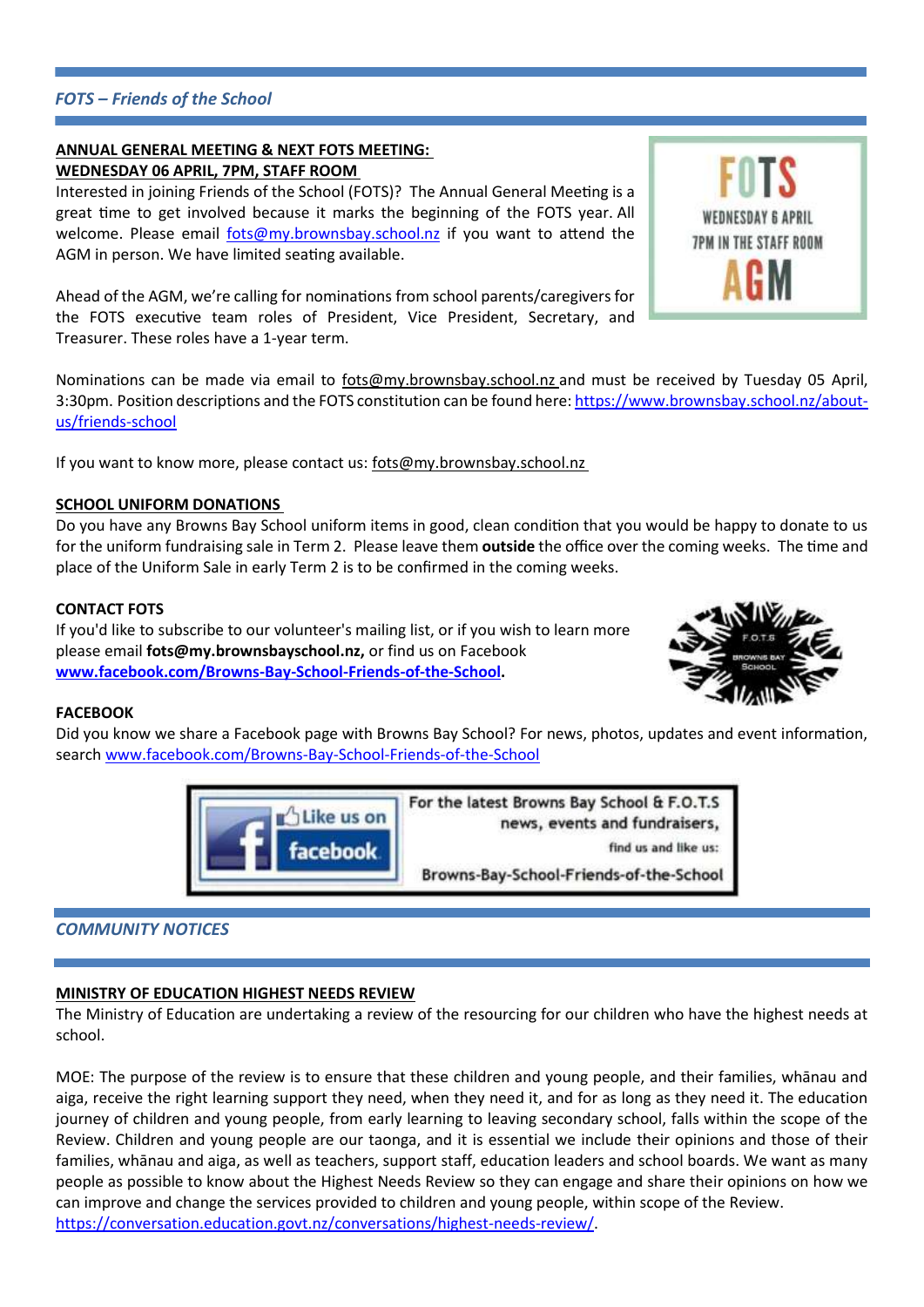## *FOTS – Friends of the School*

**ANNUAL GENERAL MEETING & NEXT FOTS MEETING:**
**WEDNESDAY 06 APRIL, 7PM, STAFF ROOM**

Interested in joining Friends of the School (FOTS)? The Annual General Meeting is a great time to get involved because it marks the beginning of the FOTS year. All welcome. Please email fots@my.brownsbay.school.nz if you want to attend the AGM in person. We have limited seating available.

FOTS
WEDNESDAY 6 APRIL
7PM IN THE STAFF ROOM
AGM

Ahead of the AGM, we're calling for nominations from school parents/caregivers for the FOTS executive team roles of President, Vice President, Secretary, and Treasurer. These roles have a 1-year term.

Nominations can be made via email to fots@my.brownsbay.school.nz and must be received by Tuesday 05 April, 3:30pm. Position descriptions and the FOTS constitution can be found here: https://www.brownsbay.school.nz/about-us/friends-school

If you want to know more, please contact us: fots@my.brownsbay.school.nz

**SCHOOL UNIFORM DONATIONS**

Do you have any Browns Bay School uniform items in good, clean condition that you would be happy to donate to us for the uniform fundraising sale in Term 2. Please leave them **outside** the office over the coming weeks. The time and place of the Uniform Sale in early Term 2 is to be confirmed in the coming weeks.

**CONTACT FOTS**

If you'd like to subscribe to our volunteer's mailing list, or if you wish to learn more please email **fots@my.brownsbayschool.nz,** or find us on Facebook **www.facebook.com/Browns-Bay-School-Friends-of-the-School.**

**FACEBOOK**

Did you know we share a Facebook page with Browns Bay School? For news, photos, updates and event information, search www.facebook.com/Browns-Bay-School-Friends-of-the-School

For the latest Browns Bay School & F.O.T.S news, events and fundraisers, find us and like us: Browns-Bay-School-Friends-of-the-School

## *COMMUNITY NOTICES*

**MINISTRY OF EDUCATION HIGHEST NEEDS REVIEW**

The Ministry of Education are undertaking a review of the resourcing for our children who have the highest needs at school.

MOE: The purpose of the review is to ensure that these children and young people, and their families, whānau and aiga, receive the right learning support they need, when they need it, and for as long as they need it. The education journey of children and young people, from early learning to leaving secondary school, falls within the scope of the Review. Children and young people are our taonga, and it is essential we include their opinions and those of their families, whānau and aiga, as well as teachers, support staff, education leaders and school boards. We want as many people as possible to know about the Highest Needs Review so they can engage and share their opinions on how we can improve and change the services provided to children and young people, within scope of the Review. https://conversation.education.govt.nz/conversations/highest-needs-review/.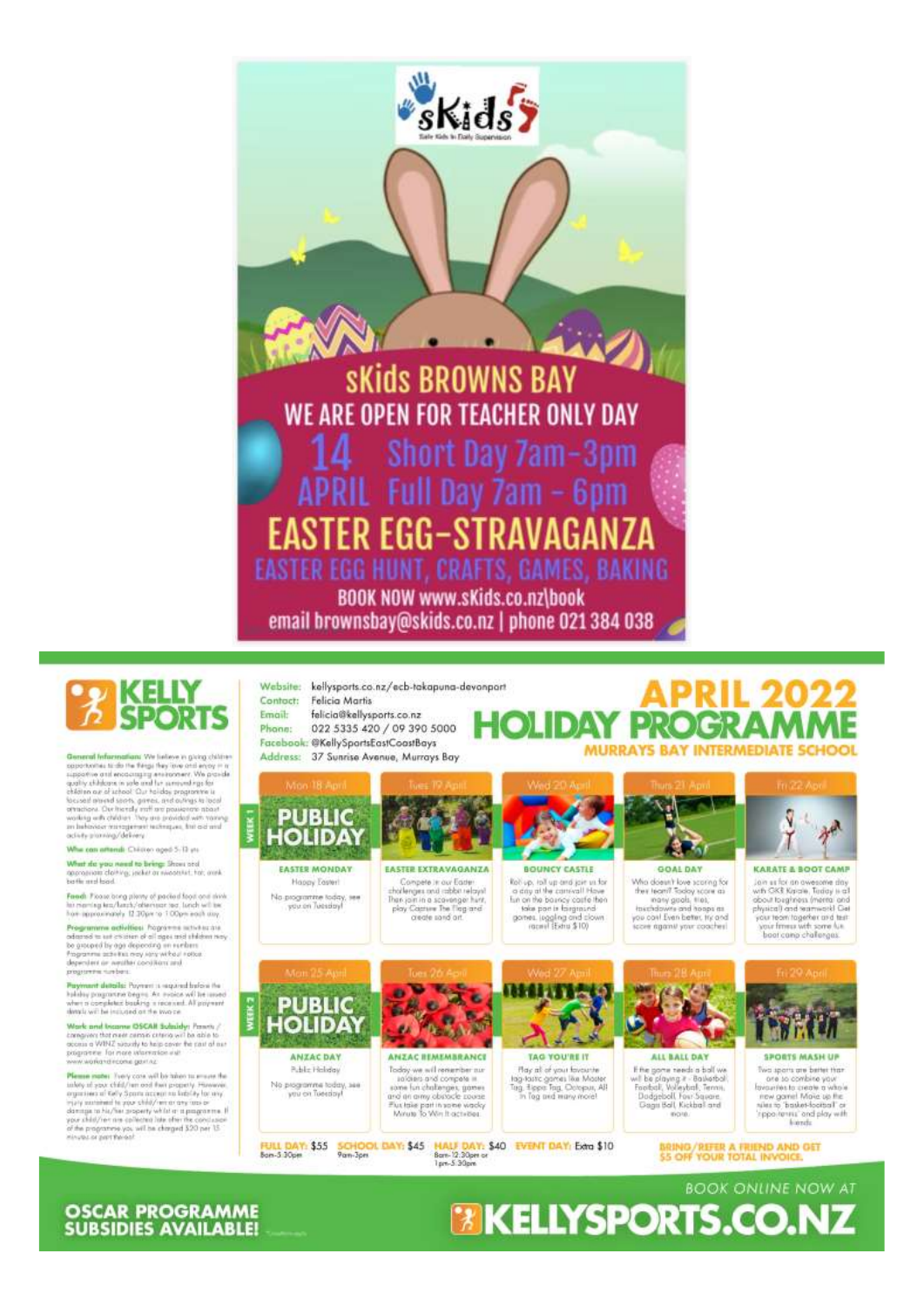# sKids BROWNS BAY

Safe Kids In Daily Supervision

## WE ARE OPEN FOR TEACHER ONLY DAY

**14 APRIL**
Short Day 7am-3pm
Full Day 7am - 6pm

## EASTER EGG-STRAVAGANZA

EASTER EGG HUNT, CRAFTS, GAMES, BAKING

BOOK NOW www.sKids.co.nz\book

email brownsbay@skids.co.nz | phone 021 384 038

---

# KELLY SPORTS

**Website:** kellysports.co.nz/ecb-takapuna-devonport
**Contact:** Felicia Martis
**Email:** felicia@kellysports.co.nz
**Phone:** 022 5335 420 / 09 390 5000
**Facebook:** @KellySportsEastCoastBays
**Address:** 37 Sunrise Avenue, Murrays Bay

# APRIL 2022 HOLIDAY PROGRAMME

## MURRAYS BAY INTERMEDIATE SCHOOL

**General Information:** We believe in giving children opportunities to do the things they love and enjoy in a supportive and encouraging environment. We provide quality childcare in safe and fun surroundings for children out of school. Our holiday programme is focused around sports, games, and outings to local attractions. Our friendly staff are passionate about working with children. They are provided with training on behaviour management techniques, first aid and activity planning/delivery.

**Who can attend:** Children aged 5-13 yrs

**What do you need to bring:** Shoes and appropriate clothing, jacket or sweatshirt, hat, drink bottle and food.

**Food:** Please bring plenty of packed food and drink for morning tea/lunch/afternoon tea. Lunch will be from approximately 12.30pm to 1.00pm each day.

**Programme activities:** Programme activities are adapted to suit children of all ages and children may be grouped by age depending on numbers. Programme activities may vary without notice dependent on weather conditions and programme numbers.

**Payment details:** Payment is required before the holiday programme begins. An invoice will be issued when a completed booking is received. All payment details will be included on the invoice.

**Work and Income OSCAR Subsidy:** Parents / caregivers that meet certain criteria will be able to access a WINZ subsidy to help cover the cost of our programme. For more information visit www.workandincome.govt.nz

**Please note:** Every care will be taken to ensure the safety of your child/ren and their property. However, organisers of Kelly Sports accept no liability for any injury sustained to your child/ren or any loss or damage to his/her property whilst at a programme. If your child/ren are collected late after the conclusion of the programme you will be charged $20 per 15 minutes or part thereof.

| | Mon 18 April | Tues 19 April | Wed 20 April | Thurs 21 April | Fri 22 April |
|---|---|---|---|---|---|
| WEEK 1 | **PUBLIC HOLIDAY** | | | | |
| | **EASTER MONDAY** Happy Easter! No programme today, see you on Tuesday! | **EASTER EXTRAVAGANZA** Compete in our Easter challenges and rabbit relays! Then join in a scavenger hunt, play Capture The Flag and create sand art. | **BOUNCY CASTLE** Roll up, roll up and join us for a day at the carnival! Have fun on the bouncy castle then take part in fairground games, juggling and clown races! (Extra $10) | **GOAL DAY** Who doesn't love scoring for their team? Today score as many goals, tries, touchdowns and hoops as you can! Even better, try and score against your coaches! | **KARATE & BOOT CAMP** Join us for an awesome day with GKR Karate. Today is all about toughness (mental and physical) and teamwork! Get your team together and test your fitness with some fun boot camp challenges. |

| | Mon 25 April | Tues 26 April | Wed 27 April | Thurs 28 April | Fri 29 April |
|---|---|---|---|---|---|
| WEEK 2 | **PUBLIC HOLIDAY** | | | | |
| | **ANZAC DAY** Public Holiday No programme today, see you on Tuesday! | **ANZAC REMEMBRANCE** Today we will remember our soldiers and compete in some fun challenges, games and an army obstacle course. Plus take part in some wacky Minute To Win It activities. | **TAG YOU'RE IT** Play all of your favourite tag-tastic games like Master Tag, Hippo Tag, Octopus, All in Tag and many more! | **ALL BALL DAY** If the game needs a ball we will be playing it - Basketball, Football, Volleyball, Tennis, Dodgeball, Four Square, Gaga Ball, Kickball and more. | **SPORTS MASH UP** Two sports are better than one so combine your favourites to create a whole new game! Make up the rules to "basket-football" or "hippo-tennis" and play with friends. |

**FULL DAY:** $55 8am-5:30pm | **SCHOOL DAY:** $45 9am-3pm | **HALF DAY:** $40 8am-12:30pm or 1pm-5:30pm | **EVENT DAY:** Extra $10

**BRING/REFER A FRIEND AND GET $5 OFF YOUR TOTAL INVOICE.**

**OSCAR PROGRAMME SUBSIDIES AVAILABLE!**

BOOK ONLINE NOW AT **KELLYSPORTS.CO.NZ**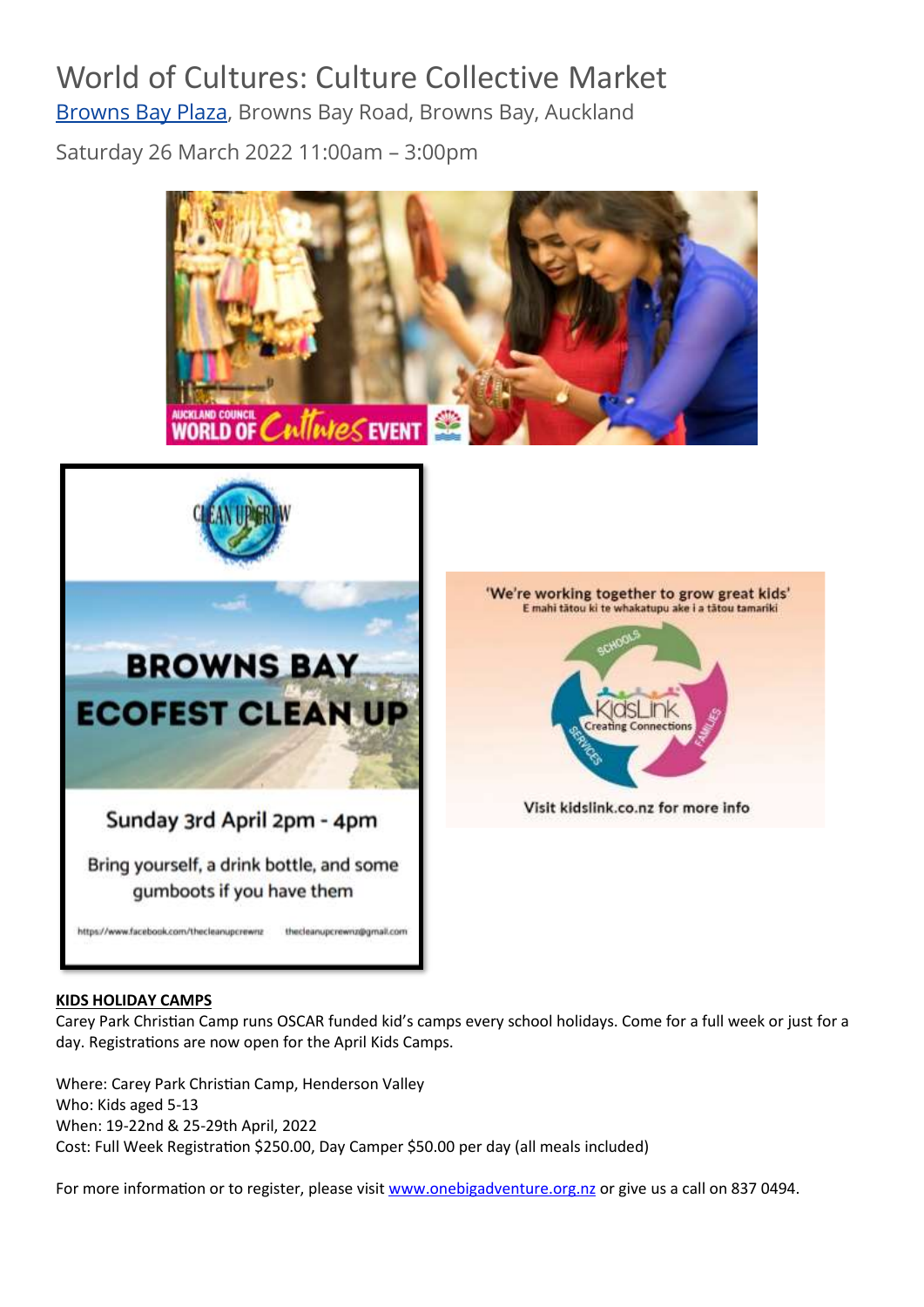# World of Cultures: Culture Collective Market

[Browns Bay Plaza](Browns Bay Plaza), Browns Bay Road, Browns Bay, Auckland

Saturday 26 March 2022 11:00am – 3:00pm

AUCKLAND COUNCIL WORLD OF Cultures EVENT

CLEAN UP CREW

BROWNS BAY ECOFEST CLEAN UP

Sunday 3rd April 2pm - 4pm

Bring yourself, a drink bottle, and some gumboots if you have them

https://www.facebook.com/thecleanupcrewnz thecleanupcrewnz@gmail.com

'We're working together to grow great kids'
E mahi tātou ki te whakatupu ake i a tātou tamariki

SCHOOLS SERVICES FAMILIES

KidsLink Creating Connections

Visit kidslink.co.nz for more info

**KIDS HOLIDAY CAMPS**

Carey Park Christian Camp runs OSCAR funded kid's camps every school holidays. Come for a full week or just for a day. Registrations are now open for the April Kids Camps.

Where: Carey Park Christian Camp, Henderson Valley
Who: Kids aged 5-13
When: 19-22nd & 25-29th April, 2022
Cost: Full Week Registration $250.00, Day Camper $50.00 per day (all meals included)

For more information or to register, please visit [www.onebigadventure.org.nz](www.onebigadventure.org.nz) or give us a call on 837 0494.